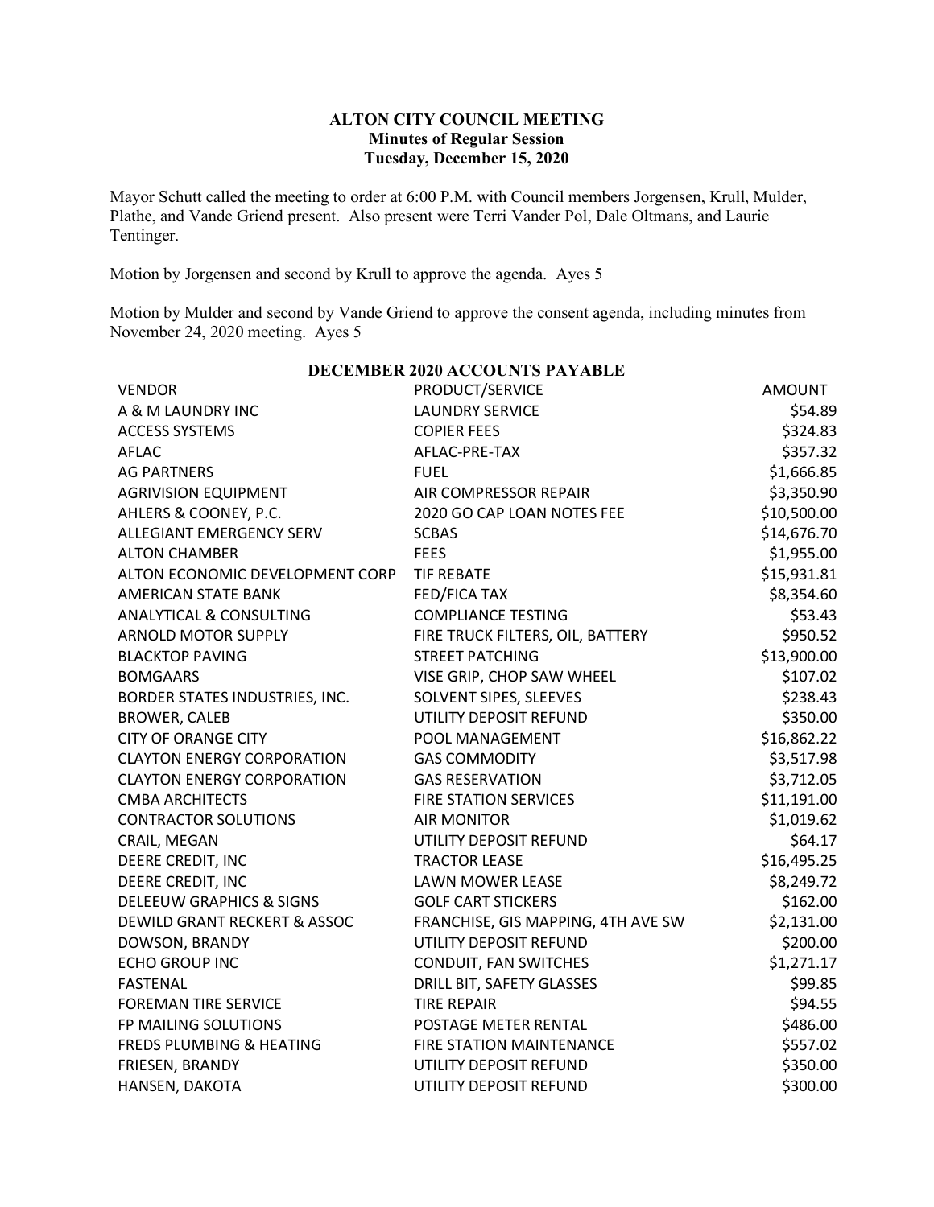# ALTON CITY COUNCIL MEETING
## Minutes of Regular Session
### Tuesday, December 15, 2020

Mayor Schutt called the meeting to order at 6:00 P.M. with Council members Jorgensen, Krull, Mulder, Plathe, and Vande Griend present. Also present were Terri Vander Pol, Dale Oltmans, and Laurie Tentinger.

Motion by Jorgensen and second by Krull to approve the agenda. Ayes 5

Motion by Mulder and second by Vande Griend to approve the consent agenda, including minutes from November 24, 2020 meeting. Ayes 5

**DECEMBER 2020 ACCOUNTS PAYABLE**

| VENDOR | PRODUCT/SERVICE | AMOUNT |
|---|---|---|
| A & M LAUNDRY INC | LAUNDRY SERVICE | $54.89 |
| ACCESS SYSTEMS | COPIER FEES | $324.83 |
| AFLAC | AFLAC-PRE-TAX | $357.32 |
| AG PARTNERS | FUEL | $1,666.85 |
| AGRIVISION EQUIPMENT | AIR COMPRESSOR REPAIR | $3,350.90 |
| AHLERS & COONEY, P.C. | 2020 GO CAP LOAN NOTES FEE | $10,500.00 |
| ALLEGIANT EMERGENCY SERV | SCBAS | $14,676.70 |
| ALTON CHAMBER | FEES | $1,955.00 |
| ALTON ECONOMIC DEVELOPMENT CORP | TIF REBATE | $15,931.81 |
| AMERICAN STATE BANK | FED/FICA TAX | $8,354.60 |
| ANALYTICAL & CONSULTING | COMPLIANCE TESTING | $53.43 |
| ARNOLD MOTOR SUPPLY | FIRE TRUCK FILTERS, OIL, BATTERY | $950.52 |
| BLACKTOP PAVING | STREET PATCHING | $13,900.00 |
| BOMGAARS | VISE GRIP, CHOP SAW WHEEL | $107.02 |
| BORDER STATES INDUSTRIES, INC. | SOLVENT SIPES, SLEEVES | $238.43 |
| BROWER, CALEB | UTILITY DEPOSIT REFUND | $350.00 |
| CITY OF ORANGE CITY | POOL MANAGEMENT | $16,862.22 |
| CLAYTON ENERGY CORPORATION | GAS COMMODITY | $3,517.98 |
| CLAYTON ENERGY CORPORATION | GAS RESERVATION | $3,712.05 |
| CMBA ARCHITECTS | FIRE STATION SERVICES | $11,191.00 |
| CONTRACTOR SOLUTIONS | AIR MONITOR | $1,019.62 |
| CRAIL, MEGAN | UTILITY DEPOSIT REFUND | $64.17 |
| DEERE CREDIT, INC | TRACTOR LEASE | $16,495.25 |
| DEERE CREDIT, INC | LAWN MOWER LEASE | $8,249.72 |
| DELEEUW GRAPHICS & SIGNS | GOLF CART STICKERS | $162.00 |
| DEWILD GRANT RECKERT & ASSOC | FRANCHISE, GIS MAPPING, 4TH AVE SW | $2,131.00 |
| DOWSON, BRANDY | UTILITY DEPOSIT REFUND | $200.00 |
| ECHO GROUP INC | CONDUIT, FAN SWITCHES | $1,271.17 |
| FASTENAL | DRILL BIT, SAFETY GLASSES | $99.85 |
| FOREMAN TIRE SERVICE | TIRE REPAIR | $94.55 |
| FP MAILING SOLUTIONS | POSTAGE METER RENTAL | $486.00 |
| FREDS PLUMBING & HEATING | FIRE STATION MAINTENANCE | $557.02 |
| FRIESEN, BRANDY | UTILITY DEPOSIT REFUND | $350.00 |
| HANSEN, DAKOTA | UTILITY DEPOSIT REFUND | $300.00 |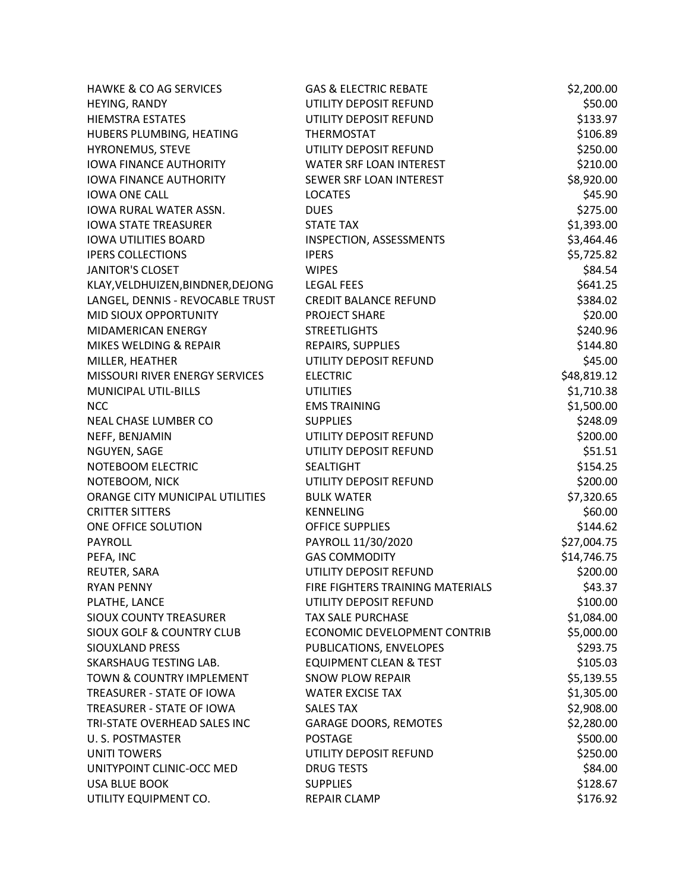| | | |
|---|---|---|
| HAWKE & CO AG SERVICES | GAS & ELECTRIC REBATE | $2,200.00 |
| HEYING, RANDY | UTILITY DEPOSIT REFUND | $50.00 |
| HIEMSTRA ESTATES | UTILITY DEPOSIT REFUND | $133.97 |
| HUBERS PLUMBING, HEATING | THERMOSTAT | $106.89 |
| HYRONEMUS, STEVE | UTILITY DEPOSIT REFUND | $250.00 |
| IOWA FINANCE AUTHORITY | WATER SRF LOAN INTEREST | $210.00 |
| IOWA FINANCE AUTHORITY | SEWER SRF LOAN INTEREST | $8,920.00 |
| IOWA ONE CALL | LOCATES | $45.90 |
| IOWA RURAL WATER ASSN. | DUES | $275.00 |
| IOWA STATE TREASURER | STATE TAX | $1,393.00 |
| IOWA UTILITIES BOARD | INSPECTION, ASSESSMENTS | $3,464.46 |
| IPERS COLLECTIONS | IPERS | $5,725.82 |
| JANITOR'S CLOSET | WIPES | $84.54 |
| KLAY,VELDHUIZEN,BINDNER,DEJONG | LEGAL FEES | $641.25 |
| LANGEL, DENNIS - REVOCABLE TRUST | CREDIT BALANCE REFUND | $384.02 |
| MID SIOUX OPPORTUNITY | PROJECT SHARE | $20.00 |
| MIDAMERICAN ENERGY | STREETLIGHTS | $240.96 |
| MIKES WELDING & REPAIR | REPAIRS, SUPPLIES | $144.80 |
| MILLER, HEATHER | UTILITY DEPOSIT REFUND | $45.00 |
| MISSOURI RIVER ENERGY SERVICES | ELECTRIC | $48,819.12 |
| MUNICIPAL UTIL-BILLS | UTILITIES | $1,710.38 |
| NCC | EMS TRAINING | $1,500.00 |
| NEAL CHASE LUMBER CO | SUPPLIES | $248.09 |
| NEFF, BENJAMIN | UTILITY DEPOSIT REFUND | $200.00 |
| NGUYEN, SAGE | UTILITY DEPOSIT REFUND | $51.51 |
| NOTEBOOM ELECTRIC | SEALTIGHT | $154.25 |
| NOTEBOOM, NICK | UTILITY DEPOSIT REFUND | $200.00 |
| ORANGE CITY MUNICIPAL UTILITIES | BULK WATER | $7,320.65 |
| CRITTER SITTERS | KENNELING | $60.00 |
| ONE OFFICE SOLUTION | OFFICE SUPPLIES | $144.62 |
| PAYROLL | PAYROLL 11/30/2020 | $27,004.75 |
| PEFA, INC | GAS COMMODITY | $14,746.75 |
| REUTER, SARA | UTILITY DEPOSIT REFUND | $200.00 |
| RYAN PENNY | FIRE FIGHTERS TRAINING MATERIALS | $43.37 |
| PLATHE, LANCE | UTILITY DEPOSIT REFUND | $100.00 |
| SIOUX COUNTY TREASURER | TAX SALE PURCHASE | $1,084.00 |
| SIOUX GOLF & COUNTRY CLUB | ECONOMIC DEVELOPMENT CONTRIB | $5,000.00 |
| SIOUXLAND PRESS | PUBLICATIONS, ENVELOPES | $293.75 |
| SKARSHAUG TESTING LAB. | EQUIPMENT CLEAN & TEST | $105.03 |
| TOWN & COUNTRY IMPLEMENT | SNOW PLOW REPAIR | $5,139.55 |
| TREASURER - STATE OF IOWA | WATER EXCISE TAX | $1,305.00 |
| TREASURER - STATE OF IOWA | SALES TAX | $2,908.00 |
| TRI-STATE OVERHEAD SALES INC | GARAGE DOORS, REMOTES | $2,280.00 |
| U. S. POSTMASTER | POSTAGE | $500.00 |
| UNITI TOWERS | UTILITY DEPOSIT REFUND | $250.00 |
| UNITYPOINT CLINIC-OCC MED | DRUG TESTS | $84.00 |
| USA BLUE BOOK | SUPPLIES | $128.67 |
| UTILITY EQUIPMENT CO. | REPAIR CLAMP | $176.92 |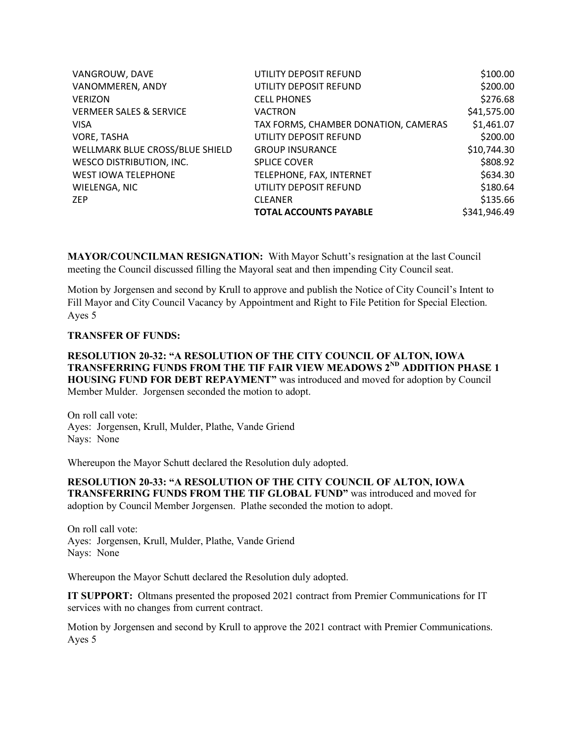| | | |
|---|---|---|
| VANGROUW, DAVE | UTILITY DEPOSIT REFUND | $100.00 |
| VANOMMEREN, ANDY | UTILITY DEPOSIT REFUND | $200.00 |
| VERIZON | CELL PHONES | $276.68 |
| VERMEER SALES & SERVICE | VACTRON | $41,575.00 |
| VISA | TAX FORMS, CHAMBER DONATION, CAMERAS | $1,461.07 |
| VORE, TASHA | UTILITY DEPOSIT REFUND | $200.00 |
| WELLMARK BLUE CROSS/BLUE SHIELD | GROUP INSURANCE | $10,744.30 |
| WESCO DISTRIBUTION, INC. | SPLICE COVER | $808.92 |
| WEST IOWA TELEPHONE | TELEPHONE, FAX, INTERNET | $634.30 |
| WIELENGA, NIC | UTILITY DEPOSIT REFUND | $180.64 |
| ZEP | CLEANER | $135.66 |
| | **TOTAL ACCOUNTS PAYABLE** | $341,946.49 |

**MAYOR/COUNCILMAN RESIGNATION:** With Mayor Schutt's resignation at the last Council meeting the Council discussed filling the Mayoral seat and then impending City Council seat.

Motion by Jorgensen and second by Krull to approve and publish the Notice of City Council's Intent to Fill Mayor and City Council Vacancy by Appointment and Right to File Petition for Special Election. Ayes 5

**TRANSFER OF FUNDS:**

**RESOLUTION 20-32: "A RESOLUTION OF THE CITY COUNCIL OF ALTON, IOWA TRANSFERRING FUNDS FROM THE TIF FAIR VIEW MEADOWS 2ND ADDITION PHASE 1 HOUSING FUND FOR DEBT REPAYMENT"** was introduced and moved for adoption by Council Member Mulder. Jorgensen seconded the motion to adopt.

On roll call vote:
Ayes: Jorgensen, Krull, Mulder, Plathe, Vande Griend
Nays: None

Whereupon the Mayor Schutt declared the Resolution duly adopted.

**RESOLUTION 20-33: "A RESOLUTION OF THE CITY COUNCIL OF ALTON, IOWA TRANSFERRING FUNDS FROM THE TIF GLOBAL FUND"** was introduced and moved for adoption by Council Member Jorgensen. Plathe seconded the motion to adopt.

On roll call vote:
Ayes: Jorgensen, Krull, Mulder, Plathe, Vande Griend
Nays: None

Whereupon the Mayor Schutt declared the Resolution duly adopted.

**IT SUPPORT:** Oltmans presented the proposed 2021 contract from Premier Communications for IT services with no changes from current contract.

Motion by Jorgensen and second by Krull to approve the 2021 contract with Premier Communications. Ayes 5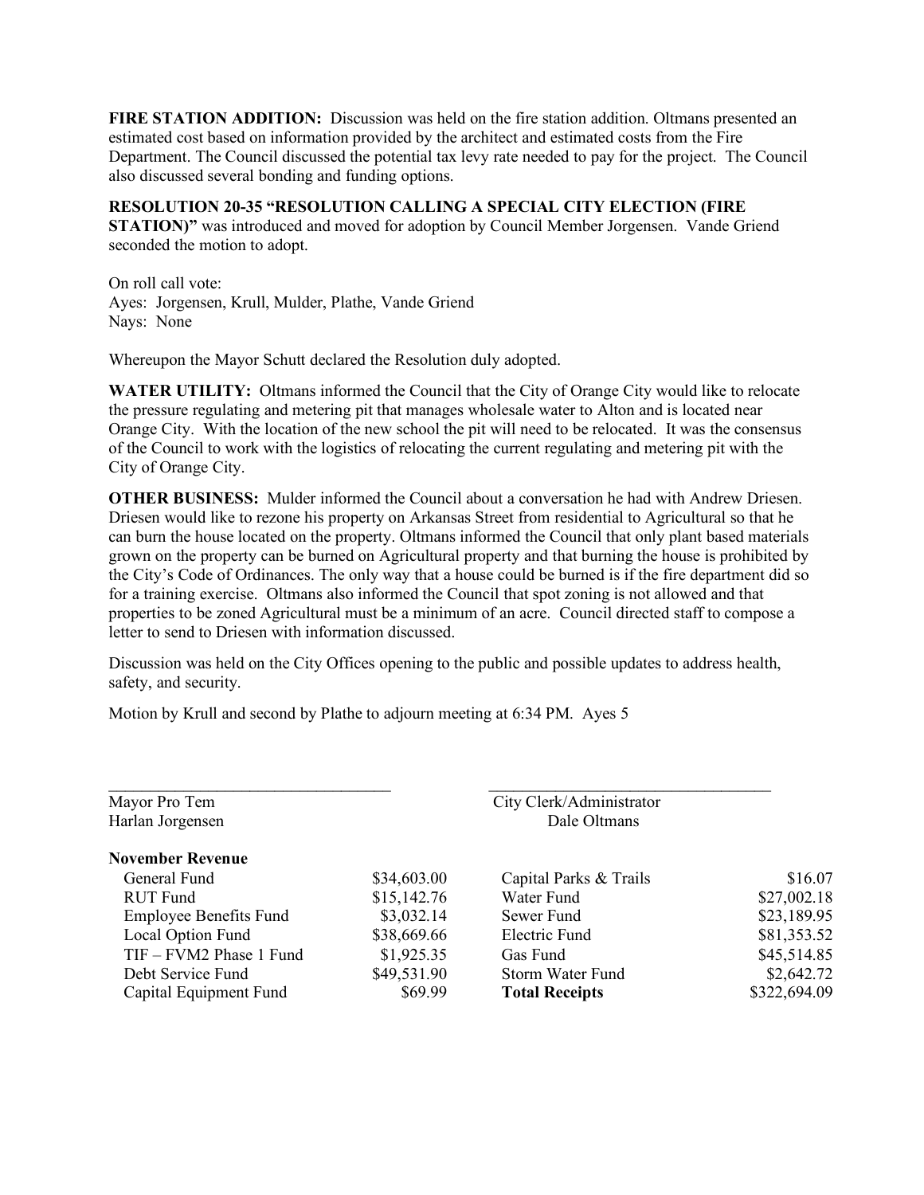**FIRE STATION ADDITION:** Discussion was held on the fire station addition. Oltmans presented an estimated cost based on information provided by the architect and estimated costs from the Fire Department. The Council discussed the potential tax levy rate needed to pay for the project. The Council also discussed several bonding and funding options.

**RESOLUTION 20-35 "RESOLUTION CALLING A SPECIAL CITY ELECTION (FIRE STATION)"** was introduced and moved for adoption by Council Member Jorgensen. Vande Griend seconded the motion to adopt.

On roll call vote:
Ayes: Jorgensen, Krull, Mulder, Plathe, Vande Griend
Nays: None

Whereupon the Mayor Schutt declared the Resolution duly adopted.

**WATER UTILITY:** Oltmans informed the Council that the City of Orange City would like to relocate the pressure regulating and metering pit that manages wholesale water to Alton and is located near Orange City. With the location of the new school the pit will need to be relocated. It was the consensus of the Council to work with the logistics of relocating the current regulating and metering pit with the City of Orange City.

**OTHER BUSINESS:** Mulder informed the Council about a conversation he had with Andrew Driesen. Driesen would like to rezone his property on Arkansas Street from residential to Agricultural so that he can burn the house located on the property. Oltmans informed the Council that only plant based materials grown on the property can be burned on Agricultural property and that burning the house is prohibited by the City's Code of Ordinances. The only way that a house could be burned is if the fire department did so for a training exercise. Oltmans also informed the Council that spot zoning is not allowed and that properties to be zoned Agricultural must be a minimum of an acre. Council directed staff to compose a letter to send to Driesen with information discussed.

Discussion was held on the City Offices opening to the public and possible updates to address health, safety, and security.

Motion by Krull and second by Plathe to adjourn meeting at 6:34 PM. Ayes 5

\_\_\_\_\_\_\_\_\_\_\_\_\_\_\_\_\_\_\_\_\_\_\_\_\_\_\_\_\_\_\_\_\_\_ \_\_\_\_\_\_\_\_\_\_\_\_\_\_\_\_\_\_\_\_\_\_\_\_\_\_\_\_\_\_\_\_\_\_

Mayor Pro Tem
Harlan Jorgensen

City Clerk/Administrator
Dale Oltmans

**November Revenue**

| | | | |
|---|---|---|---|
| General Fund | $34,603.00 | Capital Parks & Trails | $16.07 |
| RUT Fund | $15,142.76 | Water Fund | $27,002.18 |
| Employee Benefits Fund | $3,032.14 | Sewer Fund | $23,189.95 |
| Local Option Fund | $38,669.66 | Electric Fund | $81,353.52 |
| TIF – FVM2 Phase 1 Fund | $1,925.35 | Gas Fund | $45,514.85 |
| Debt Service Fund | $49,531.90 | Storm Water Fund | $2,642.72 |
| Capital Equipment Fund | $69.99 | **Total Receipts** | $322,694.09 |